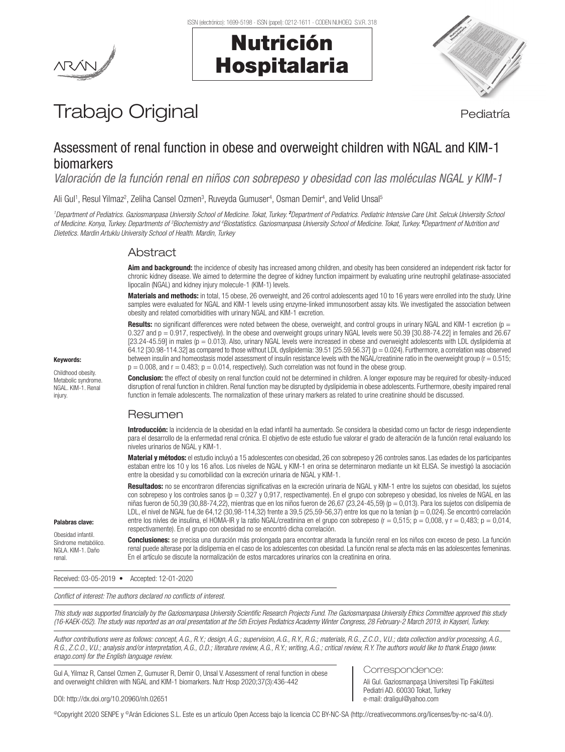# Trabajo Original

Pediatría

## Assessment of renal function in obese and overweight children with NGAL and KIM-1 biomarkers

*Valoración de la función renal en niños con sobrepeso y obesidad con las moléculas NGAL y KIM-1*

Ali Gul[1], Resul Yilmaz[2], Zeliha Cansel Ozmen[3], Ruveyda Gumuser[4], Osman Demir[4], and Velid Unsal[5]

*[1]Department of Pediatrics. Gaziosmanpasa University School of Medicine. Tokat, Turkey. [2]Department of Pediatrics. Pediatric Intensive Care Unit. Selcuk University School of Medicine. Konya, Turkey. Departments of [3]Biochemistry and [4]Biostatistics. Gaziosmanpasa University School of Medicine. Tokat, Turkey. [5]Department of Nutrition and Dietetics. Mardin Artuklu University School of Health. Mardin, Turkey*

### Abstract

**Aim and background:** the incidence of obesity has increased among children, and obesity has been considered an independent risk factor for chronic kidney disease. We aimed to determine the degree of kidney function impairment by evaluating urine neutrophil gelatinase-associated lipocalin (NGAL) and kidney injury molecule-1 (KIM-1) levels.

**Materials and methods:** in total, 15 obese, 26 overweight, and 26 control adolescents aged 10 to 16 years were enrolled into the study. Urine samples were evaluated for NGAL and KIM-1 levels using enzyme-linked immunosorbent assay kits. We investigated the association between obesity and related comorbidities with urinary NGAL and KIM-1 excretion.

**Results:** no significant differences were noted between the obese, overweight, and control groups in urinary NGAL and KIM-1 excretion ($p = 0.327$ and $p = 0.917$, respectively). In the obese and overweight groups urinary NGAL levels were 50.39 [30.88-74.22] in females and 26.67 [23.24-45.59] in males ($p = 0.013$). Also, urinary NGAL levels were increased in obese and overweight adolescents with LDL dyslipidemia at 64.12 [30.98-114.32] as compared to those without LDL dyslipidemia: 39.51 [25.59.56.37] ($p = 0.024$). Furthermore, a correlation was observed between insulin and homeostasis model assessment of insulin resistance levels with the NGAL/creatinine ratio in the overweight group ($r = 0.515$; $p = 0.008$, and $r = 0.483$; $p = 0.014$, respectively). Such correlation was not found in the obese group.

**Conclusion:** the effect of obesity on renal function could not be determined in children. A longer exposure may be required for obesity-induced disruption of renal function in children. Renal function may be disrupted by dyslipidemia in obese adolescents. Furthermore, obesity impaired renal function in female adolescents. The normalization of these urinary markers as related to urine creatinine should be discussed.

**Keywords:**

Childhood obesity. Metabolic syndrome. NGAL. KIM-1. Renal injury.

### Resumen

**Introducción:** la incidencia de la obesidad en la edad infantil ha aumentado. Se considera la obesidad como un factor de riesgo independiente para el desarrollo de la enfermedad renal crónica. El objetivo de este estudio fue valorar el grado de alteración de la función renal evaluando los niveles urinarios de NGAL y KIM-1.

**Material y métodos:** el estudio incluyó a 15 adolescentes con obesidad, 26 con sobrepeso y 26 controles sanos. Las edades de los participantes estaban entre los 10 y los 16 años. Los niveles de NGAL y KIM-1 en orina se determinaron mediante un kit ELISA. Se investigó la asociación entre la obesidad y su comorbilidad con la excreción urinaria de NGAL y KIM-1.

**Resultados:** no se encontraron diferencias significativas en la excreción urinaria de NGAL y KIM-1 entre los sujetos con obesidad, los sujetos con sobrepeso y los controles sanos ($p = 0{,}327$ y $0{,}917$, respectivamente). En el grupo con sobrepeso y obesidad, los niveles de NGAL en las niñas fueron de 50,39 (30,88-74,22), mientras que en los niños fueron de 26,67 (23,24-45,59) ($p = 0{,}013$). Para los sujetos con dislipemia de LDL, el nivel de NGAL fue de 64,12 (30,98-114,32) frente a 39,5 (25,59-56,37) entre los que no la tenían ($p = 0{,}024$). Se encontró correlación entre los niveles de insulina, el HOMA-IR y la ratio NGAL/creatinina en el grupo con sobrepeso ($r = 0{,}515$; $p = 0{,}008$, y $r = 0{,}483$; $p = 0{,}014$, respectivamente). En el grupo con obesidad no se encontró dicha correlación.

**Conclusiones:** se precisa una duración más prolongada para encontrar alterada la función renal en los niños con exceso de peso. La función renal puede alterase por la dislipemia en el caso de los adolescentes con obesidad. La función renal se afecta más en las adolescentes femeninas. En el artículo se discute la normalización de estos marcadores urinarios con la creatinina en orina.

**Palabras clave:**

Obesidad infantil. Síndrome metabólico. NGLA. KIM-1. Daño renal.

Received: 03-05-2019 • Accepted: 12-01-2020

*Conflict of interest: The authors declared no conflicts of interest.*

*This study was supported financially by the Gaziosmanpasa University Scientific Research Projects Fund. The Gaziosmanpasa University Ethics Committee approved this study (16-KAEK-052). The study was reported as an oral presentation at the 5th Erciyes Pediatrics Academy Winter Congress, 28 February-2 March 2019, in Kayseri, Turkey.*

*Author contributions were as follows: concept, A.G., R.Y.; design, A.G.; supervision, A.G., R.Y., R.G.; materials, R.G., Z.C.O., V.U.; data collection and/or processing, A.G., R.G., Z.C.O., V.U.; analysis and/or interpretation, A.G., O.D.; literature review, A.G., R.Y.; writing, A.G.; critical review, R.Y. The authors would like to thank Enago (www.enago.com) for the English language review.*

Gul A, Yilmaz R, Cansel Ozmen Z, Gumuser R, Demir O, Unsal V. Assessment of renal function in obese and overweight children with NGAL and KIM-1 biomarkers. Nutr Hosp 2020;37(3):436-442

DOI: http://dx.doi.org/10.20960/nh.02651

Correspondence:

Ali Gul. Gaziosmanpaşa Universitesi Tip Fakültesi Pediatri AD. 60030 Tokat, Turkey
e-mail: draligul@yahoo.com

©Copyright 2020 SENPE y ©Arán Ediciones S.L. Este es un artículo Open Access bajo la licencia CC BY-NC-SA (http://creativecommons.org/licenses/by-nc-sa/4.0/).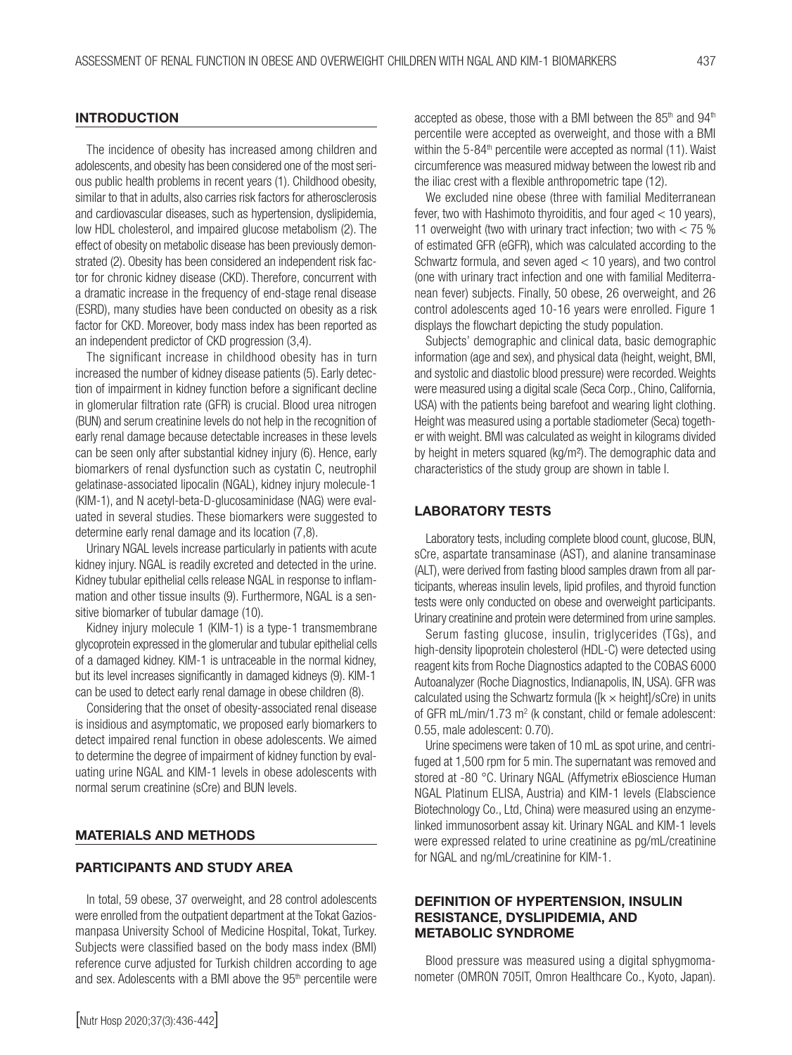## INTRODUCTION

The incidence of obesity has increased among children and adolescents, and obesity has been considered one of the most serious public health problems in recent years (1). Childhood obesity, similar to that in adults, also carries risk factors for atherosclerosis and cardiovascular diseases, such as hypertension, dyslipidemia, low HDL cholesterol, and impaired glucose metabolism (2). The effect of obesity on metabolic disease has been previously demonstrated (2). Obesity has been considered an independent risk factor for chronic kidney disease (CKD). Therefore, concurrent with a dramatic increase in the frequency of end-stage renal disease (ESRD), many studies have been conducted on obesity as a risk factor for CKD. Moreover, body mass index has been reported as an independent predictor of CKD progression (3,4).

The significant increase in childhood obesity has in turn increased the number of kidney disease patients (5). Early detection of impairment in kidney function before a significant decline in glomerular filtration rate (GFR) is crucial. Blood urea nitrogen (BUN) and serum creatinine levels do not help in the recognition of early renal damage because detectable increases in these levels can be seen only after substantial kidney injury (6). Hence, early biomarkers of renal dysfunction such as cystatin C, neutrophil gelatinase-associated lipocalin (NGAL), kidney injury molecule-1 (KIM-1), and N acetyl-beta-D-glucosaminidase (NAG) were evaluated in several studies. These biomarkers were suggested to determine early renal damage and its location (7,8).

Urinary NGAL levels increase particularly in patients with acute kidney injury. NGAL is readily excreted and detected in the urine. Kidney tubular epithelial cells release NGAL in response to inflammation and other tissue insults (9). Furthermore, NGAL is a sensitive biomarker of tubular damage (10).

Kidney injury molecule 1 (KIM-1) is a type-1 transmembrane glycoprotein expressed in the glomerular and tubular epithelial cells of a damaged kidney. KIM-1 is untraceable in the normal kidney, but its level increases significantly in damaged kidneys (9). KIM-1 can be used to detect early renal damage in obese children (8).

Considering that the onset of obesity-associated renal disease is insidious and asymptomatic, we proposed early biomarkers to detect impaired renal function in obese adolescents. We aimed to determine the degree of impairment of kidney function by evaluating urine NGAL and KIM-1 levels in obese adolescents with normal serum creatinine (sCre) and BUN levels.

## MATERIALS AND METHODS

### PARTICIPANTS AND STUDY AREA

In total, 59 obese, 37 overweight, and 28 control adolescents were enrolled from the outpatient department at the Tokat Gaziosmanpasa University School of Medicine Hospital, Tokat, Turkey. Subjects were classified based on the body mass index (BMI) reference curve adjusted for Turkish children according to age and sex. Adolescents with a BMI above the 95th percentile were accepted as obese, those with a BMI between the 85th and 94th percentile were accepted as overweight, and those with a BMI within the 5-84th percentile were accepted as normal (11). Waist circumference was measured midway between the lowest rib and the iliac crest with a flexible anthropometric tape (12).

We excluded nine obese (three with familial Mediterranean fever, two with Hashimoto thyroiditis, and four aged < 10 years), 11 overweight (two with urinary tract infection; two with < 75 % of estimated GFR (eGFR), which was calculated according to the Schwartz formula, and seven aged < 10 years), and two control (one with urinary tract infection and one with familial Mediterranean fever) subjects. Finally, 50 obese, 26 overweight, and 26 control adolescents aged 10-16 years were enrolled. Figure 1 displays the flowchart depicting the study population.

Subjects' demographic and clinical data, basic demographic information (age and sex), and physical data (height, weight, BMI, and systolic and diastolic blood pressure) were recorded. Weights were measured using a digital scale (Seca Corp., Chino, California, USA) with the patients being barefoot and wearing light clothing. Height was measured using a portable stadiometer (Seca) together with weight. BMI was calculated as weight in kilograms divided by height in meters squared (kg/m²). The demographic data and characteristics of the study group are shown in table I.

## LABORATORY TESTS

Laboratory tests, including complete blood count, glucose, BUN, sCre, aspartate transaminase (AST), and alanine transaminase (ALT), were derived from fasting blood samples drawn from all participants, whereas insulin levels, lipid profiles, and thyroid function tests were only conducted on obese and overweight participants. Urinary creatinine and protein were determined from urine samples.

Serum fasting glucose, insulin, triglycerides (TGs), and high-density lipoprotein cholesterol (HDL-C) were detected using reagent kits from Roche Diagnostics adapted to the COBAS 6000 Autoanalyzer (Roche Diagnostics, Indianapolis, IN, USA). GFR was calculated using the Schwartz formula ($[k \times \text{height}]/\text{sCre}$) in units of GFR mL/min/1.73 m² (k constant, child or female adolescent: 0.55, male adolescent: 0.70).

Urine specimens were taken of 10 mL as spot urine, and centrifuged at 1,500 rpm for 5 min. The supernatant was removed and stored at -80 °C. Urinary NGAL (Affymetrix eBioscience Human NGAL Platinum ELISA, Austria) and KIM-1 levels (Elabscience Biotechnology Co., Ltd, China) were measured using an enzyme-linked immunosorbent assay kit. Urinary NGAL and KIM-1 levels were expressed related to urine creatinine as pg/mL/creatinine for NGAL and ng/mL/creatinine for KIM-1.

## DEFINITION OF HYPERTENSION, INSULIN RESISTANCE, DYSLIPIDEMIA, AND METABOLIC SYNDROME

Blood pressure was measured using a digital sphygmomanometer (OMRON 705IT, Omron Healthcare Co., Kyoto, Japan).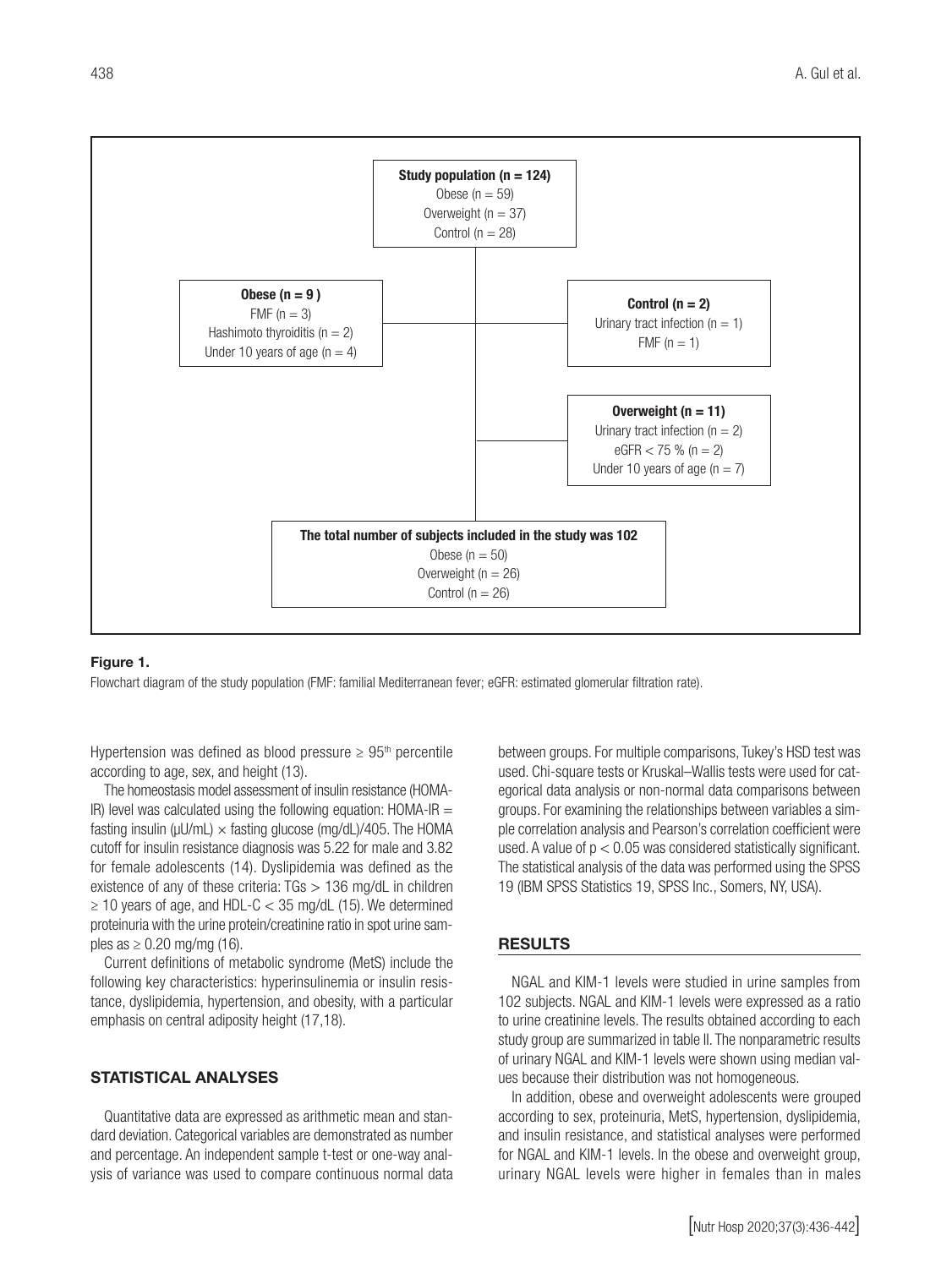**Study population (n = 124)**
Obese (n = 59)
Overweight (n = 37)
Control (n = 28)

**Obese (n = 9 )**
FMF (n = 3)
Hashimoto thyroiditis (n = 2)
Under 10 years of age (n = 4)

**Control (n = 2)**
Urinary tract infection (n = 1)
FMF (n = 1)

**Overweight (n = 11)**
Urinary tract infection (n = 2)
eGFR < 75 % (n = 2)
Under 10 years of age (n = 7)

**The total number of subjects included in the study was 102**
Obese (n = 50)
Overweight (n = 26)
Control (n = 26)

**Figure 1.**

Flowchart diagram of the study population (FMF: familial Mediterranean fever; eGFR: estimated glomerular filtration rate).

Hypertension was defined as blood pressure $\geq$ 95[th] percentile according to age, sex, and height (13).

The homeostasis model assessment of insulin resistance (HOMA-IR) level was calculated using the following equation: HOMA-IR = fasting insulin (µU/mL) $\times$ fasting glucose (mg/dL)/405. The HOMA cutoff for insulin resistance diagnosis was 5.22 for male and 3.82 for female adolescents (14). Dyslipidemia was defined as the existence of any of these criteria: TGs > 136 mg/dL in children $\geq$ 10 years of age, and HDL-C < 35 mg/dL (15). We determined proteinuria with the urine protein/creatinine ratio in spot urine samples as $\geq$ 0.20 mg/mg (16).

Current definitions of metabolic syndrome (MetS) include the following key characteristics: hyperinsulinemia or insulin resistance, dyslipidemia, hypertension, and obesity, with a particular emphasis on central adiposity height (17,18).

## STATISTICAL ANALYSES

Quantitative data are expressed as arithmetic mean and standard deviation. Categorical variables are demonstrated as number and percentage. An independent sample t-test or one-way analysis of variance was used to compare continuous normal data between groups. For multiple comparisons, Tukey's HSD test was used. Chi-square tests or Kruskal–Wallis tests were used for categorical data analysis or non-normal data comparisons between groups. For examining the relationships between variables a simple correlation analysis and Pearson's correlation coefficient were used. A value of $p < 0.05$ was considered statistically significant. The statistical analysis of the data was performed using the SPSS 19 (IBM SPSS Statistics 19, SPSS Inc., Somers, NY, USA).

## RESULTS

NGAL and KIM-1 levels were studied in urine samples from 102 subjects. NGAL and KIM-1 levels were expressed as a ratio to urine creatinine levels. The results obtained according to each study group are summarized in table II. The nonparametric results of urinary NGAL and KIM-1 levels were shown using median values because their distribution was not homogeneous.

In addition, obese and overweight adolescents were grouped according to sex, proteinuria, MetS, hypertension, dyslipidemia, and insulin resistance, and statistical analyses were performed for NGAL and KIM-1 levels. In the obese and overweight group, urinary NGAL levels were higher in females than in males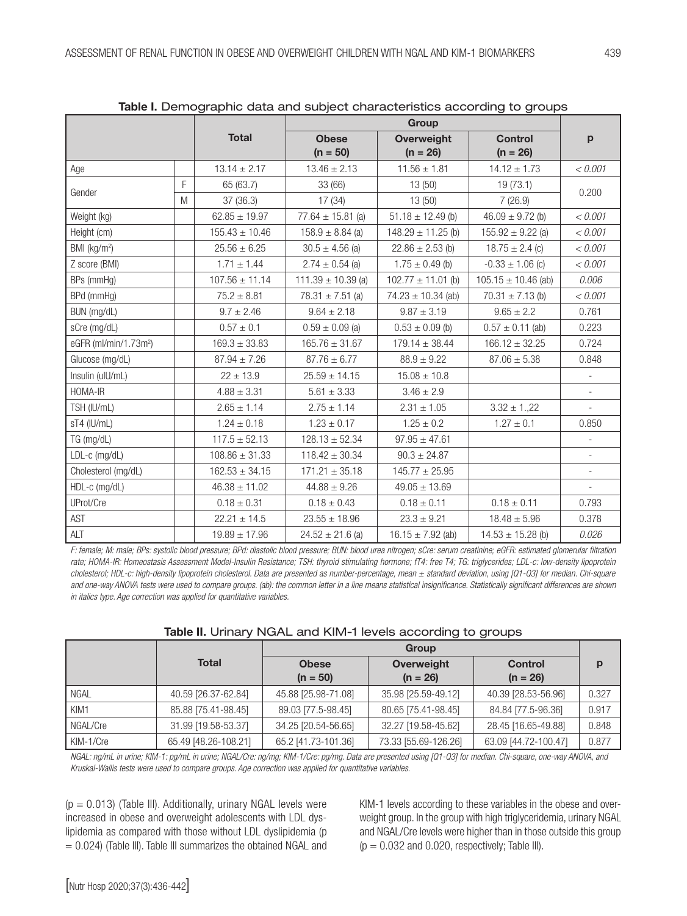**Table I.** Demographic data and subject characteristics according to groups

| | | Total | Group | | | p |
|---|---|---|---|---|---|---|
| | | | Obese (n = 50) | Overweight (n = 26) | Control (n = 26) | |
| Age | | 13.14 ± 2.17 | 13.46 ± 2.13 | 11.56 ± 1.81 | 14.12 ± 1.73 | *< 0.001* |
| Gender | F | 65 (63.7) | 33 (66) | 13 (50) | 19 (73.1) | 0.200 |
| | M | 37 (36.3) | 17 (34) | 13 (50) | 7 (26.9) | |
| Weight (kg) | | 62.85 ± 19.97 | 77.64 ± 15.81 (a) | 51.18 ± 12.49 (b) | 46.09 ± 9.72 (b) | *< 0.001* |
| Height (cm) | | 155.43 ± 10.46 | 158.9 ± 8.84 (a) | 148.29 ± 11.25 (b) | 155.92 ± 9.22 (a) | *< 0.001* |
| BMI (kg/m²) | | 25.56 ± 6.25 | 30.5 ± 4.56 (a) | 22.86 ± 2.53 (b) | 18.75 ± 2.4 (c) | *< 0.001* |
| Z score (BMI) | | 1.71 ± 1.44 | 2.74 ± 0.54 (a) | 1.75 ± 0.49 (b) | -0.33 ± 1.06 (c) | *< 0.001* |
| BPs (mmHg) | | 107.56 ± 11.14 | 111.39 ± 10.39 (a) | 102.77 ± 11.01 (b) | 105.15 ± 10.46 (ab) | *0.006* |
| BPd (mmHg) | | 75.2 ± 8.81 | 78.31 ± 7.51 (a) | 74.23 ± 10.34 (ab) | 70.31 ± 7.13 (b) | *< 0.001* |
| BUN (mg/dL) | | 9.7 ± 2.46 | 9.64 ± 2.18 | 9.87 ± 3.19 | 9.65 ± 2.2 | 0.761 |
| sCre (mg/dL) | | 0.57 ± 0.1 | 0.59 ± 0.09 (a) | 0.53 ± 0.09 (b) | 0.57 ± 0.11 (ab) | 0.223 |
| eGFR (ml/min/1.73m²) | | 169.3 ± 33.83 | 165.76 ± 31.67 | 179.14 ± 38.44 | 166.12 ± 32.25 | 0.724 |
| Glucose (mg/dL) | | 87.94 ± 7.26 | 87.76 ± 6.77 | 88.9 ± 9.22 | 87.06 ± 5.38 | 0.848 |
| Insulin (uIU/mL) | | 22 ± 13.9 | 25.59 ± 14.15 | 15.08 ± 10.8 | | - |
| HOMA-IR | | 4.88 ± 3.31 | 5.61 ± 3.33 | 3.46 ± 2.9 | | - |
| TSH (IU/mL) | | 2.65 ± 1.14 | 2.75 ± 1.14 | 2.31 ± 1.05 | 3.32 ± 1.,22 | - |
| sT4 (IU/mL) | | 1.24 ± 0.18 | 1.23 ± 0.17 | 1.25 ± 0.2 | 1.27 ± 0.1 | 0.850 |
| TG (mg/dL) | | 117.5 ± 52.13 | 128.13 ± 52.34 | 97.95 ± 47.61 | | - |
| LDL-c (mg/dL) | | 108.86 ± 31.33 | 118.42 ± 30.34 | 90.3 ± 24.87 | | - |
| Cholesterol (mg/dL) | | 162.53 ± 34.15 | 171.21 ± 35.18 | 145.77 ± 25.95 | | - |
| HDL-c (mg/dL) | | 46.38 ± 11.02 | 44.88 ± 9.26 | 49.05 ± 13.69 | | - |
| UProt/Cre | | 0.18 ± 0.31 | 0.18 ± 0.43 | 0.18 ± 0.11 | 0.18 ± 0.11 | 0.793 |
| AST | | 22.21 ± 14.5 | 23.55 ± 18.96 | 23.3 ± 9.21 | 18.48 ± 5.96 | 0.378 |
| ALT | | 19.89 ± 17.96 | 24.52 ± 21.6 (a) | 16.15 ± 7.92 (ab) | 14.53 ± 15.28 (b) | *0.026* |

*F: female; M: male; BPs: systolic blood pressure; BPd: diastolic blood pressure; BUN: blood urea nitrogen; sCre: serum creatinine; eGFR: estimated glomerular filtration rate; HOMA-IR: Homeostasis Assessment Model-Insulin Resistance; TSH: thyroid stimulating hormone; fT4: free T4; TG: triglycerides; LDL-c: low-density lipoprotein cholesterol; HDL-c: high-density lipoprotein cholesterol. Data are presented as number-percentage, mean ± standard deviation, using [Q1-Q3] for median. Chi-square and one-way ANOVA tests were used to compare groups. (ab): the common letter in a line means statistical insignificance. Statistically significant differences are shown in italics type. Age correction was applied for quantitative variables.*

**Table II.** Urinary NGAL and KIM-1 levels according to groups

| | Total | Group | | | p |
|---|---|---|---|---|---|
| | | Obese (n = 50) | Overweight (n = 26) | Control (n = 26) | |
| NGAL | 40.59 [26.37-62.84] | 45.88 [25.98-71.08] | 35.98 [25.59-49.12] | 40.39 [28.53-56.96] | 0.327 |
| KIM1 | 85.88 [75.41-98.45] | 89.03 [77.5-98.45] | 80.65 [75.41-98.45] | 84.84 [77.5-96.36] | 0.917 |
| NGAL/Cre | 31.99 [19.58-53.37] | 34.25 [20.54-56.65] | 32.27 [19.58-45.62] | 28.45 [16.65-49.88] | 0.848 |
| KIM-1/Cre | 65.49 [48.26-108.21] | 65.2 [41.73-101.36] | 73.33 [55.69-126.26] | 63.09 [44.72-100.47] | 0.877 |

*NGAL: ng/mL in urine; KIM-1: pg/mL in urine; NGAL/Cre: ng/mg; KIM-1/Cre: pg/mg. Data are presented using [Q1-Q3] for median. Chi-square, one-way ANOVA, and Kruskal-Wallis tests were used to compare groups. Age correction was applied for quantitative variables.*

($p = 0.013$) (Table III). Additionally, urinary NGAL levels were increased in obese and overweight adolescents with LDL dyslipidemia as compared with those without LDL dyslipidemia ($p = 0.024$) (Table III). Table III summarizes the obtained NGAL and KIM-1 levels according to these variables in the obese and overweight group. In the group with high triglyceridemia, urinary NGAL and NGAL/Cre levels were higher than in those outside this group ($p = 0.032$ and $0.020$, respectively; Table III).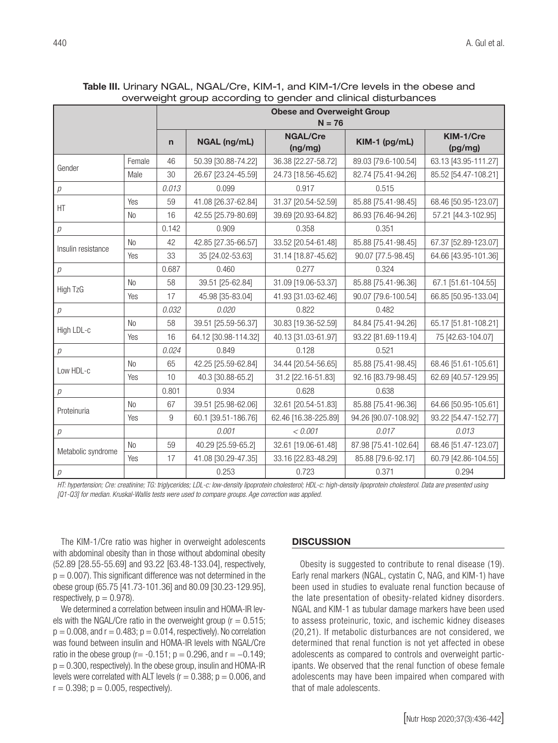**Table III.** Urinary NGAL, NGAL/Cre, KIM-1, and KIM-1/Cre levels in the obese and overweight group according to gender and clinical disturbances

| | | Obese and Overweight Group N = 76 | | | | |
|---|---|---|---|---|---|---|
| | | n | NGAL (ng/mL) | NGAL/Cre (ng/mg) | KIM-1 (pg/mL) | KIM-1/Cre (pg/mg) |
| Gender | Female | 46 | 50.39 [30.88-74.22] | 36.38 [22.27-58.72] | 89.03 [79.6-100.54] | 63.13 [43.95-111.27] |
| | Male | 30 | 26.67 [23.24-45.59] | 24.73 [18.56-45.62] | 82.74 [75.41-94.26] | 85.52 [54.47-108.21] |
| *p* | | *0.013* | 0.099 | 0.917 | 0.515 | |
| HT | Yes | 59 | 41.08 [26.37-62.84] | 31.37 [20.54-52.59] | 85.88 [75.41-98.45] | 68.46 [50.95-123.07] |
| | No | 16 | 42.55 [25.79-80.69] | 39.69 [20.93-64.82] | 86.93 [76.46-94.26] | 57.21 [44.3-102.95] |
| *p* | | 0.142 | 0.909 | 0.358 | 0.351 | |
| Insulin resistance | No | 42 | 42.85 [27.35-66.57] | 33.52 [20.54-61.48] | 85.88 [75.41-98.45] | 67.37 [52.89-123.07] |
| | Yes | 33 | 35 [24.02-53.63] | 31.14 [18.87-45.62] | 90.07 [77.5-98.45] | 64.66 [43.95-101.36] |
| *p* | | 0.687 | 0.460 | 0.277 | 0.324 | |
| High TzG | No | 58 | 39.51 [25-62.84] | 31.09 [19.06-53.37] | 85.88 [75.41-96.36] | 67.1 [51.61-104.55] |
| | Yes | 17 | 45.98 [35-83.04] | 41.93 [31.03-62.46] | 90.07 [79.6-100.54] | 66.85 [50.95-133.04] |
| *p* | | *0.032* | *0.020* | 0.822 | 0.482 | |
| High LDL-c | No | 58 | 39.51 [25.59-56.37] | 30.83 [19.36-52.59] | 84.84 [75.41-94.26] | 65.17 [51.81-108.21] |
| | Yes | 16 | 64.12 [30.98-114.32] | 40.13 [31.03-61.97] | 93.22 [81.69-119.4] | 75 [42.63-104.07] |
| *p* | | *0.024* | 0.849 | 0.128 | 0.521 | |
| Low HDL-c | No | 65 | 42.25 [25.59-62.84] | 34.44 [20.54-56.65] | 85.88 [75.41-98.45] | 68.46 [51.61-105.61] |
| | Yes | 10 | 40.3 [30.88-65.2] | 31.2 [22.16-51.83] | 92.16 [83.79-98.45] | 62.69 [40.57-129.95] |
| *p* | | 0.801 | 0.934 | 0.628 | 0.638 | |
| Proteinuria | No | 67 | 39.51 [25.98-62.06] | 32.61 [20.54-51.83] | 85.88 [75.41-96.36] | 64.66 [50.95-105.61] |
| | Yes | 9 | 60.1 [39.51-186.76] | 62.46 [16.38-225.89] | 94.26 [90.07-108.92] | 93.22 [54.47-152.77] |
| *p* | | | *0.001* | *< 0.001* | *0.017* | *0.013* |
| Metabolic syndrome | No | 59 | 40.29 [25.59-65.2] | 32.61 [19.06-61.48] | 87.98 [75.41-102.64] | 68.46 [51.47-123.07] |
| | Yes | 17 | 41.08 [30.29-47.35] | 33.16 [22.83-48.29] | 85.88 [79.6-92.17] | 60.79 [42.86-104.55] |
| *p* | | | 0.253 | 0.723 | 0.371 | 0.294 |

*HT: hypertension; Cre: creatinine; TG: triglycerides; LDL-c: low-density lipoprotein cholesterol; HDL-c: high-density lipoprotein cholesterol. Data are presented using [Q1-Q3] for median. Kruskal-Wallis tests were used to compare groups. Age correction was applied.*

The KIM-1/Cre ratio was higher in overweight adolescents with abdominal obesity than in those without abdominal obesity (52.89 [28.55-55.69] and 93.22 [63.48-133.04], respectively, $p = 0.007$). This significant difference was not determined in the obese group (65.75 [41.73-101.36] and 80.09 [30.23-129.95], respectively, $p = 0.978$).

We determined a correlation between insulin and HOMA-IR levels with the NGAL/Cre ratio in the overweight group ($r = 0.515$; $p = 0.008$, and $r = 0.483$; $p = 0.014$, respectively). No correlation was found between insulin and HOMA-IR levels with NGAL/Cre ratio in the obese group ($r = -0.151$; $p = 0.296$, and $r = -0.149$; $p = 0.300$, respectively). In the obese group, insulin and HOMA-IR levels were correlated with ALT levels ($r = 0.388$; $p = 0.006$, and $r = 0.398$; $p = 0.005$, respectively).

## DISCUSSION

Obesity is suggested to contribute to renal disease (19). Early renal markers (NGAL, cystatin C, NAG, and KIM-1) have been used in studies to evaluate renal function because of the late presentation of obesity-related kidney disorders. NGAL and KIM-1 as tubular damage markers have been used to assess proteinuric, toxic, and ischemic kidney diseases (20,21). If metabolic disturbances are not considered, we determined that renal function is not yet affected in obese adolescents as compared to controls and overweight participants. We observed that the renal function of obese female adolescents may have been impaired when compared with that of male adolescents.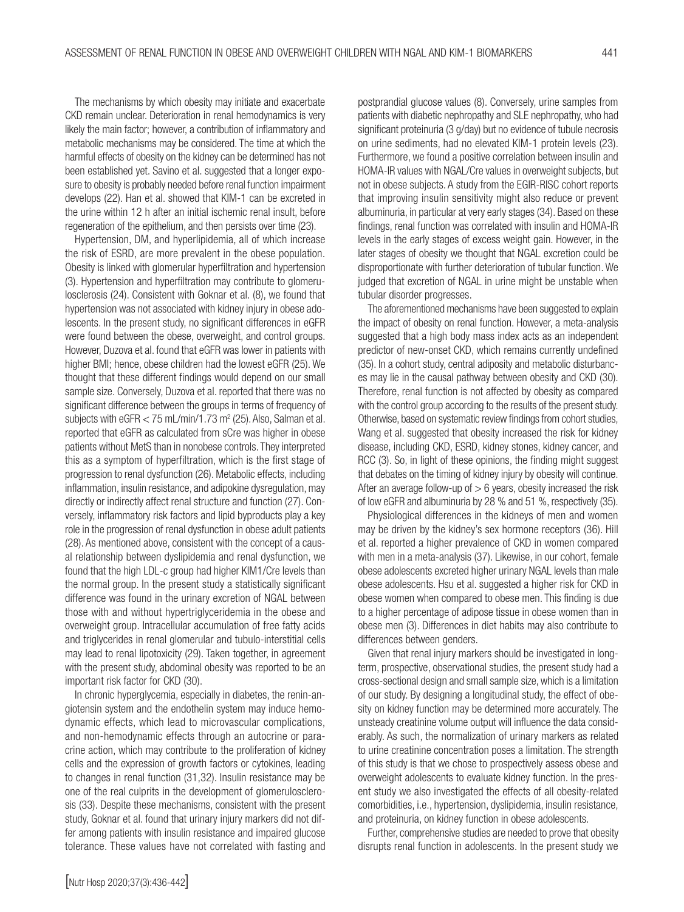The mechanisms by which obesity may initiate and exacerbate CKD remain unclear. Deterioration in renal hemodynamics is very likely the main factor; however, a contribution of inflammatory and metabolic mechanisms may be considered. The time at which the harmful effects of obesity on the kidney can be determined has not been established yet. Savino et al. suggested that a longer exposure to obesity is probably needed before renal function impairment develops (22). Han et al. showed that KIM-1 can be excreted in the urine within 12 h after an initial ischemic renal insult, before regeneration of the epithelium, and then persists over time (23).

Hypertension, DM, and hyperlipidemia, all of which increase the risk of ESRD, are more prevalent in the obese population. Obesity is linked with glomerular hyperfiltration and hypertension (3). Hypertension and hyperfiltration may contribute to glomerulosclerosis (24). Consistent with Goknar et al. (8), we found that hypertension was not associated with kidney injury in obese adolescents. In the present study, no significant differences in eGFR were found between the obese, overweight, and control groups. However, Duzova et al. found that eGFR was lower in patients with higher BMI; hence, obese children had the lowest eGFR (25). We thought that these different findings would depend on our small sample size. Conversely, Duzova et al. reported that there was no significant difference between the groups in terms of frequency of subjects with eGFR < 75 mL/min/1.73 $m^2$ (25). Also, Salman et al. reported that eGFR as calculated from sCre was higher in obese patients without MetS than in nonobese controls. They interpreted this as a symptom of hyperfiltration, which is the first stage of progression to renal dysfunction (26). Metabolic effects, including inflammation, insulin resistance, and adipokine dysregulation, may directly or indirectly affect renal structure and function (27). Conversely, inflammatory risk factors and lipid byproducts play a key role in the progression of renal dysfunction in obese adult patients (28). As mentioned above, consistent with the concept of a causal relationship between dyslipidemia and renal dysfunction, we found that the high LDL-c group had higher KIM1/Cre levels than the normal group. In the present study a statistically significant difference was found in the urinary excretion of NGAL between those with and without hypertriglyceridemia in the obese and overweight group. Intracellular accumulation of free fatty acids and triglycerides in renal glomerular and tubulo-interstitial cells may lead to renal lipotoxicity (29). Taken together, in agreement with the present study, abdominal obesity was reported to be an important risk factor for CKD (30).

In chronic hyperglycemia, especially in diabetes, the renin-angiotensin system and the endothelin system may induce hemodynamic effects, which lead to microvascular complications, and non-hemodynamic effects through an autocrine or paracrine action, which may contribute to the proliferation of kidney cells and the expression of growth factors or cytokines, leading to changes in renal function (31,32). Insulin resistance may be one of the real culprits in the development of glomerulosclerosis (33). Despite these mechanisms, consistent with the present study, Goknar et al. found that urinary injury markers did not differ among patients with insulin resistance and impaired glucose tolerance. These values have not correlated with fasting and postprandial glucose values (8). Conversely, urine samples from patients with diabetic nephropathy and SLE nephropathy, who had significant proteinuria (3 g/day) but no evidence of tubule necrosis on urine sediments, had no elevated KIM-1 protein levels (23). Furthermore, we found a positive correlation between insulin and HOMA-IR values with NGAL/Cre values in overweight subjects, but not in obese subjects. A study from the EGIR-RISC cohort reports that improving insulin sensitivity might also reduce or prevent albuminuria, in particular at very early stages (34). Based on these findings, renal function was correlated with insulin and HOMA-IR levels in the early stages of excess weight gain. However, in the later stages of obesity we thought that NGAL excretion could be disproportionate with further deterioration of tubular function. We judged that excretion of NGAL in urine might be unstable when tubular disorder progresses.

The aforementioned mechanisms have been suggested to explain the impact of obesity on renal function. However, a meta-analysis suggested that a high body mass index acts as an independent predictor of new-onset CKD, which remains currently undefined (35). In a cohort study, central adiposity and metabolic disturbances may lie in the causal pathway between obesity and CKD (30). Therefore, renal function is not affected by obesity as compared with the control group according to the results of the present study. Otherwise, based on systematic review findings from cohort studies, Wang et al. suggested that obesity increased the risk for kidney disease, including CKD, ESRD, kidney stones, kidney cancer, and RCC (3). So, in light of these opinions, the finding might suggest that debates on the timing of kidney injury by obesity will continue. After an average follow-up of > 6 years, obesity increased the risk of low eGFR and albuminuria by 28 % and 51 %, respectively (35).

Physiological differences in the kidneys of men and women may be driven by the kidney's sex hormone receptors (36). Hill et al. reported a higher prevalence of CKD in women compared with men in a meta-analysis (37). Likewise, in our cohort, female obese adolescents excreted higher urinary NGAL levels than male obese adolescents. Hsu et al. suggested a higher risk for CKD in obese women when compared to obese men. This finding is due to a higher percentage of adipose tissue in obese women than in obese men (3). Differences in diet habits may also contribute to differences between genders.

Given that renal injury markers should be investigated in long-term, prospective, observational studies, the present study had a cross-sectional design and small sample size, which is a limitation of our study. By designing a longitudinal study, the effect of obesity on kidney function may be determined more accurately. The unsteady creatinine volume output will influence the data considerably. As such, the normalization of urinary markers as related to urine creatinine concentration poses a limitation. The strength of this study is that we chose to prospectively assess obese and overweight adolescents to evaluate kidney function. In the present study we also investigated the effects of all obesity-related comorbidities, i.e., hypertension, dyslipidemia, insulin resistance, and proteinuria, on kidney function in obese adolescents.

Further, comprehensive studies are needed to prove that obesity disrupts renal function in adolescents. In the present study we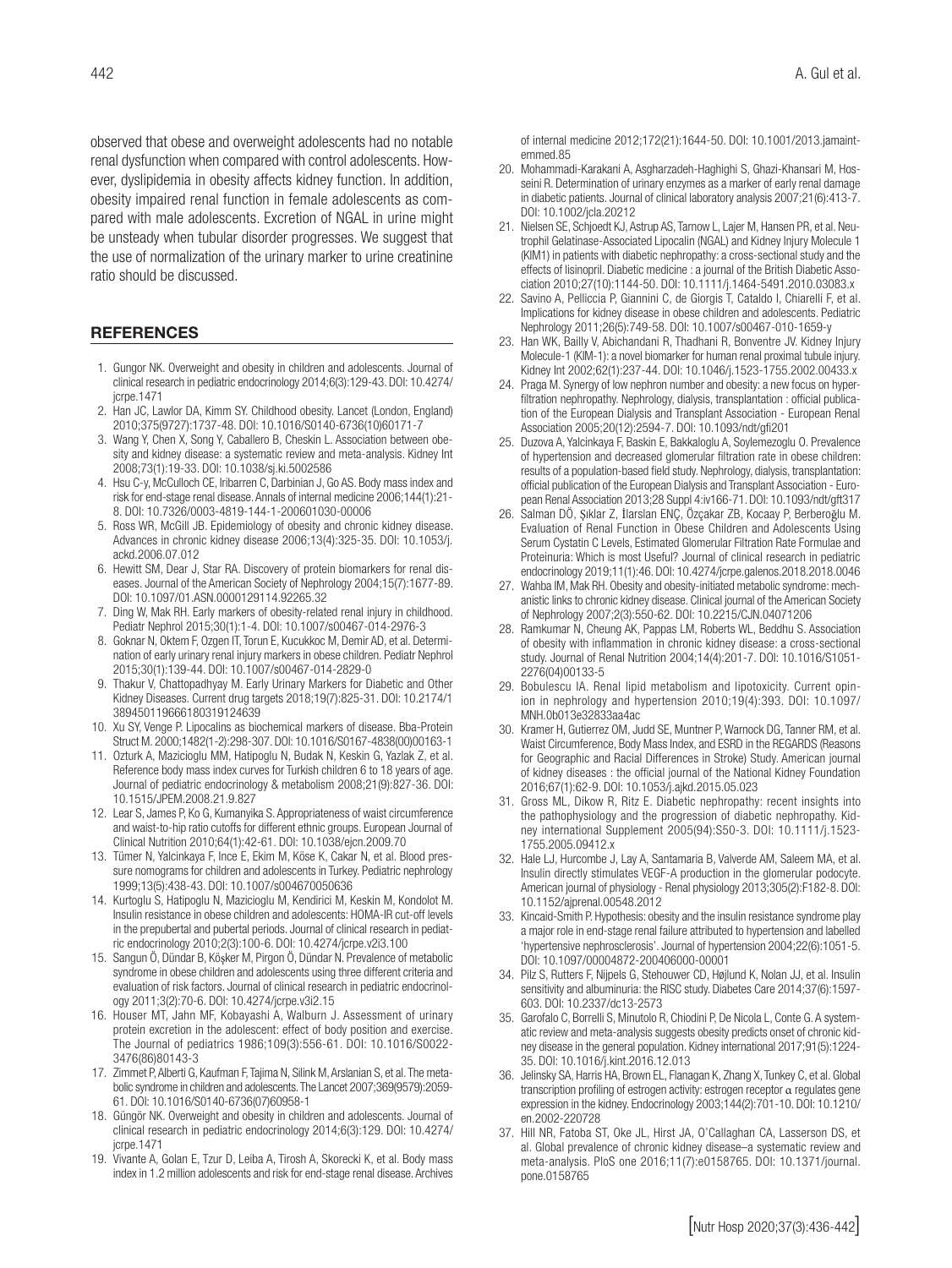observed that obese and overweight adolescents had no notable renal dysfunction when compared with control adolescents. However, dyslipidemia in obesity affects kidney function. In addition, obesity impaired renal function in female adolescents as compared with male adolescents. Excretion of NGAL in urine might be unsteady when tubular disorder progresses. We suggest that the use of normalization of the urinary marker to urine creatinine ratio should be discussed.

## REFERENCES

1. Gungor NK. Overweight and obesity in children and adolescents. Journal of clinical research in pediatric endocrinology 2014;6(3):129-43. DOI: 10.4274/jcrpe.1471
2. Han JC, Lawlor DA, Kimm SY. Childhood obesity. Lancet (London, England) 2010;375(9727):1737-48. DOI: 10.1016/S0140-6736(10)60171-7
3. Wang Y, Chen X, Song Y, Caballero B, Cheskin L. Association between obesity and kidney disease: a systematic review and meta-analysis. Kidney Int 2008;73(1):19-33. DOI: 10.1038/sj.ki.5002586
4. Hsu C-y, McCulloch CE, Iribarren C, Darbinian J, Go AS. Body mass index and risk for end-stage renal disease. Annals of internal medicine 2006;144(1):21-8. DOI: 10.7326/0003-4819-144-1-200601030-00006
5. Ross WR, McGill JB. Epidemiology of obesity and chronic kidney disease. Advances in chronic kidney disease 2006;13(4):325-35. DOI: 10.1053/j.ackd.2006.07.012
6. Hewitt SM, Dear J, Star RA. Discovery of protein biomarkers for renal diseases. Journal of the American Society of Nephrology 2004;15(7):1677-89. DOI: 10.1097/01.ASN.0000129114.92265.32
7. Ding W, Mak RH. Early markers of obesity-related renal injury in childhood. Pediatr Nephrol 2015;30(1):1-4. DOI: 10.1007/s00467-014-2976-3
8. Goknar N, Oktem F, Ozgen IT, Torun E, Kucukkoc M, Demir AD, et al. Determination of early urinary renal injury markers in obese children. Pediatr Nephrol 2015;30(1):139-44. DOI: 10.1007/s00467-014-2829-0
9. Thakur V, Chattopadhyay M. Early Urinary Markers for Diabetic and Other Kidney Diseases. Current drug targets 2018;19(7):825-31. DOI: 10.2174/1389450119666180319124639
10. Xu SY, Venge P. Lipocalins as biochemical markers of disease. Bba-Protein Struct M. 2000;1482(1-2):298-307. DOI: 10.1016/S0167-4838(00)00163-1
11. Ozturk A, Mazicioglu MM, Hatipoglu N, Budak N, Keskin G, Yazlak Z, et al. Reference body mass index curves for Turkish children 6 to 18 years of age. Journal of pediatric endocrinology & metabolism 2008;21(9):827-36. DOI: 10.1515/JPEM.2008.21.9.827
12. Lear S, James P, Ko G, Kumanyika S. Appropriateness of waist circumference and waist-to-hip ratio cutoffs for different ethnic groups. European Journal of Clinical Nutrition 2010;64(1):42-61. DOI: 10.1038/ejcn.2009.70
13. Tümer N, Yalcinkaya F, Ince E, Ekim M, Köse K, Cakar N, et al. Blood pressure nomograms for children and adolescents in Turkey. Pediatric nephrology 1999;13(5):438-43. DOI: 10.1007/s004670050636
14. Kurtoglu S, Hatipoglu N, Mazicioglu M, Kendirici M, Keskin M, Kondolot M. Insulin resistance in obese children and adolescents: HOMA-IR cut-off levels in the prepubertal and pubertal periods. Journal of clinical research in pediatric endocrinology 2010;2(3):100-6. DOI: 10.4274/jcrpe.v2i3.100
15. Sangun Ö, Dündar B, Köşker M, Pirgon Ö, Dündar N. Prevalence of metabolic syndrome in obese children and adolescents using three different criteria and evaluation of risk factors. Journal of clinical research in pediatric endocrinology 2011;3(2):70-6. DOI: 10.4274/jcrpe.v3i2.15
16. Houser MT, Jahn MF, Kobayashi A, Walburn J. Assessment of urinary protein excretion in the adolescent: effect of body position and exercise. The Journal of pediatrics 1986;109(3):556-61. DOI: 10.1016/S0022-3476(86)80143-3
17. Zimmet P, Alberti G, Kaufman F, Tajima N, Silink M, Arslanian S, et al. The metabolic syndrome in children and adolescents. The Lancet 2007;369(9579):2059-61. DOI: 10.1016/S0140-6736(07)60958-1
18. Güngör NK. Overweight and obesity in children and adolescents. Journal of clinical research in pediatric endocrinology 2014;6(3):129. DOI: 10.4274/jcrpe.1471
19. Vivante A, Golan E, Tzur D, Leiba A, Tirosh A, Skorecki K, et al. Body mass index in 1.2 million adolescents and risk for end-stage renal disease. Archives of internal medicine 2012;172(21):1644-50. DOI: 10.1001/2013.jamainternmed.85
20. Mohammadi-Karakani A, Asgharzadeh-Haghighi S, Ghazi-Khansari M, Hosseini R. Determination of urinary enzymes as a marker of early renal damage in diabetic patients. Journal of clinical laboratory analysis 2007;21(6):413-7. DOI: 10.1002/jcla.20212
21. Nielsen SE, Schjoedt KJ, Astrup AS, Tarnow L, Lajer M, Hansen PR, et al. Neutrophil Gelatinase-Associated Lipocalin (NGAL) and Kidney Injury Molecule 1 (KIM1) in patients with diabetic nephropathy: a cross-sectional study and the effects of lisinopril. Diabetic medicine : a journal of the British Diabetic Association 2010;27(10):1144-50. DOI: 10.1111/j.1464-5491.2010.03083.x
22. Savino A, Pelliccia P, Giannini C, de Giorgis T, Cataldo I, Chiarelli F, et al. Implications for kidney disease in obese children and adolescents. Pediatric Nephrology 2011;26(5):749-58. DOI: 10.1007/s00467-010-1659-y
23. Han WK, Bailly V, Abichandani R, Thadhani R, Bonventre JV. Kidney Injury Molecule-1 (KIM-1): a novel biomarker for human renal proximal tubule injury. Kidney Int 2002;62(1):237-44. DOI: 10.1046/j.1523-1755.2002.00433.x
24. Praga M. Synergy of low nephron number and obesity: a new focus on hyperfiltration nephropathy. Nephrology, dialysis, transplantation : official publication of the European Dialysis and Transplant Association - European Renal Association 2005;20(12):2594-7. DOI: 10.1093/ndt/gfi201
25. Duzova A, Yalcinkaya F, Baskin E, Bakkaloglu A, Soylemezoglu O. Prevalence of hypertension and decreased glomerular filtration rate in obese children: results of a population-based field study. Nephrology, dialysis, transplantation: official publication of the European Dialysis and Transplant Association - European Renal Association 2013;28 Suppl 4:iv166-71. DOI: 10.1093/ndt/gft317
26. Salman DÖ, Şıklar Z, İlarslan ENÇ, Özçakar ZB, Kocaay P, Berberoğlu M. Evaluation of Renal Function in Obese Children and Adolescents Using Serum Cystatin C Levels, Estimated Glomerular Filtration Rate Formulae and Proteinuria: Which is most Useful? Journal of clinical research in pediatric endocrinology 2019;11(1):46. DOI: 10.4274/jcrpe.galenos.2018.2018.0046
27. Wahba IM, Mak RH. Obesity and obesity-initiated metabolic syndrome: mechanistic links to chronic kidney disease. Clinical journal of the American Society of Nephrology 2007;2(3):550-62. DOI: 10.2215/CJN.04071206
28. Ramkumar N, Cheung AK, Pappas LM, Roberts WL, Beddhu S. Association of obesity with inflammation in chronic kidney disease: a cross-sectional study. Journal of Renal Nutrition 2004;14(4):201-7. DOI: 10.1016/S1051-2276(04)00133-5
29. Bobulescu IA. Renal lipid metabolism and lipotoxicity. Current opinion in nephrology and hypertension 2010;19(4):393. DOI: 10.1097/MNH.0b013e32833aa4ac
30. Kramer H, Gutierrez OM, Judd SE, Muntner P, Warnock DG, Tanner RM, et al. Waist Circumference, Body Mass Index, and ESRD in the REGARDS (Reasons for Geographic and Racial Differences in Stroke) Study. American journal of kidney diseases : the official journal of the National Kidney Foundation 2016;67(1):62-9. DOI: 10.1053/j.ajkd.2015.05.023
31. Gross ML, Dikow R, Ritz E. Diabetic nephropathy: recent insights into the pathophysiology and the progression of diabetic nephropathy. Kidney international Supplement 2005(94):S50-3. DOI: 10.1111/j.1523-1755.2005.09412.x
32. Hale LJ, Hurcombe J, Lay A, Santamaria B, Valverde AM, Saleem MA, et al. Insulin directly stimulates VEGF-A production in the glomerular podocyte. American journal of physiology - Renal physiology 2013;305(2):F182-8. DOI: 10.1152/ajprenal.00548.2012
33. Kincaid-Smith P. Hypothesis: obesity and the insulin resistance syndrome play a major role in end-stage renal failure attributed to hypertension and labelled 'hypertensive nephrosclerosis'. Journal of hypertension 2004;22(6):1051-5. DOI: 10.1097/00004872-200406000-00001
34. Pilz S, Rutters F, Nijpels G, Stehouwer CD, Højlund K, Nolan JJ, et al. Insulin sensitivity and albuminuria: the RISC study. Diabetes Care 2014;37(6):1597-603. DOI: 10.2337/dc13-2573
35. Garofalo C, Borrelli S, Minutolo R, Chiodini P, De Nicola L, Conte G. A systematic review and meta-analysis suggests obesity predicts onset of chronic kidney disease in the general population. Kidney international 2017;91(5):1224-35. DOI: 10.1016/j.kint.2016.12.013
36. Jelinsky SA, Harris HA, Brown EL, Flanagan K, Zhang X, Tunkey C, et al. Global transcription profiling of estrogen activity: estrogen receptor α regulates gene expression in the kidney. Endocrinology 2003;144(2):701-10. DOI: 10.1210/en.2002-220728
37. Hill NR, Fatoba ST, Oke JL, Hirst JA, O'Callaghan CA, Lasserson DS, et al. Global prevalence of chronic kidney disease–a systematic review and meta-analysis. PloS one 2016;11(7):e0158765. DOI: 10.1371/journal.pone.0158765